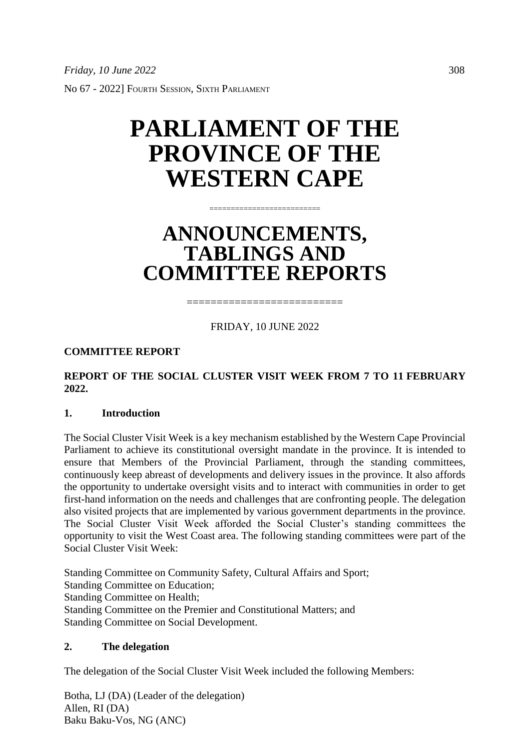*Friday, 10 June 2022*

No 67 - 2022] FOURTH SESSION, SIXTH PARLIAMENT

# PARLIAMENT OF THE PROVINCE OF THE WESTERN CAPE

=========================

# ANNOUNCEMENTS, TABLINGS AND COMMITTEE REPORTS

=========================

FRIDAY, 10 JUNE 2022

**COMMITTEE REPORT**

**REPORT OF THE SOCIAL CLUSTER VISIT WEEK FROM 7 TO 11 FEBRUARY 2022.**

## 1. Introduction

The Social Cluster Visit Week is a key mechanism established by the Western Cape Provincial Parliament to achieve its constitutional oversight mandate in the province. It is intended to ensure that Members of the Provincial Parliament, through the standing committees, continuously keep abreast of developments and delivery issues in the province. It also affords the opportunity to undertake oversight visits and to interact with communities in order to get first-hand information on the needs and challenges that are confronting people. The delegation also visited projects that are implemented by various government departments in the province. The Social Cluster Visit Week afforded the Social Cluster's standing committees the opportunity to visit the West Coast area. The following standing committees were part of the Social Cluster Visit Week:

Standing Committee on Community Safety, Cultural Affairs and Sport;
Standing Committee on Education;
Standing Committee on Health;
Standing Committee on the Premier and Constitutional Matters; and
Standing Committee on Social Development.

## 2. The delegation

The delegation of the Social Cluster Visit Week included the following Members:

Botha, LJ (DA) (Leader of the delegation)
Allen, RI (DA)
Baku Baku-Vos, NG (ANC)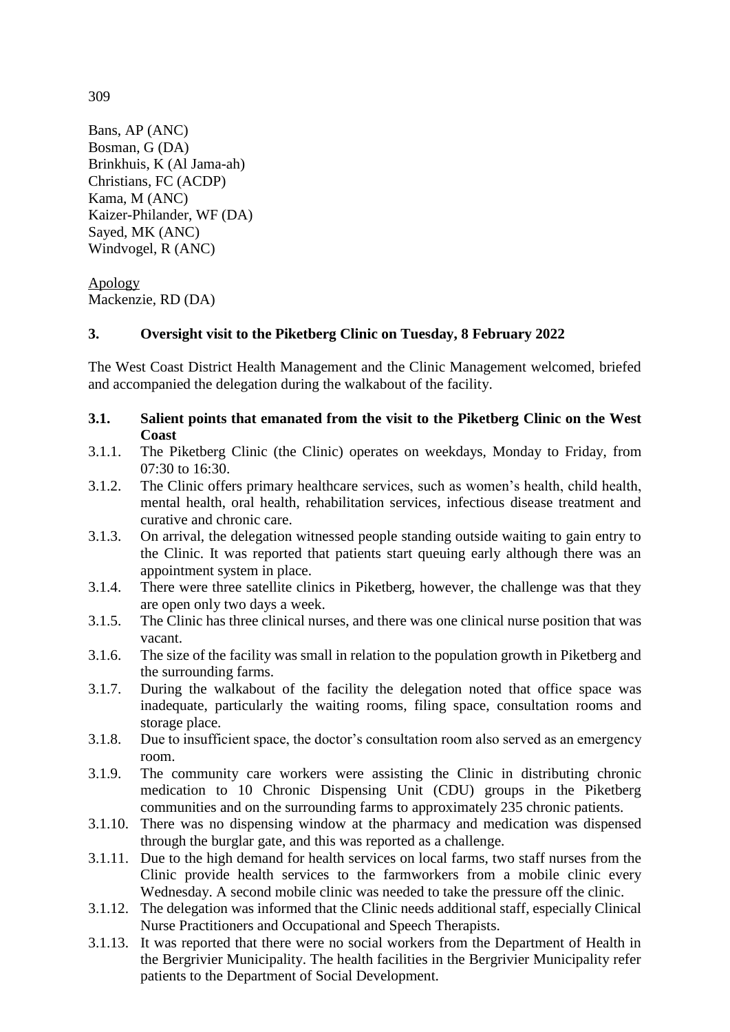Bans, AP (ANC)
Bosman, G (DA)
Brinkhuis, K (Al Jama-ah)
Christians, FC (ACDP)
Kama, M (ANC)
Kaizer-Philander, WF (DA)
Sayed, MK (ANC)
Windvogel, R (ANC)

Apology
Mackenzie, RD (DA)

## 3. Oversight visit to the Piketberg Clinic on Tuesday, 8 February 2022

The West Coast District Health Management and the Clinic Management welcomed, briefed and accompanied the delegation during the walkabout of the facility.

### 3.1. Salient points that emanated from the visit to the Piketberg Clinic on the West Coast

3.1.1. The Piketberg Clinic (the Clinic) operates on weekdays, Monday to Friday, from 07:30 to 16:30.

3.1.2. The Clinic offers primary healthcare services, such as women's health, child health, mental health, oral health, rehabilitation services, infectious disease treatment and curative and chronic care.

3.1.3. On arrival, the delegation witnessed people standing outside waiting to gain entry to the Clinic. It was reported that patients start queuing early although there was an appointment system in place.

3.1.4. There were three satellite clinics in Piketberg, however, the challenge was that they are open only two days a week.

3.1.5. The Clinic has three clinical nurses, and there was one clinical nurse position that was vacant.

3.1.6. The size of the facility was small in relation to the population growth in Piketberg and the surrounding farms.

3.1.7. During the walkabout of the facility the delegation noted that office space was inadequate, particularly the waiting rooms, filing space, consultation rooms and storage place.

3.1.8. Due to insufficient space, the doctor's consultation room also served as an emergency room.

3.1.9. The community care workers were assisting the Clinic in distributing chronic medication to 10 Chronic Dispensing Unit (CDU) groups in the Piketberg communities and on the surrounding farms to approximately 235 chronic patients.

3.1.10. There was no dispensing window at the pharmacy and medication was dispensed through the burglar gate, and this was reported as a challenge.

3.1.11. Due to the high demand for health services on local farms, two staff nurses from the Clinic provide health services to the farmworkers from a mobile clinic every Wednesday. A second mobile clinic was needed to take the pressure off the clinic.

3.1.12. The delegation was informed that the Clinic needs additional staff, especially Clinical Nurse Practitioners and Occupational and Speech Therapists.

3.1.13. It was reported that there were no social workers from the Department of Health in the Bergrivier Municipality. The health facilities in the Bergrivier Municipality refer patients to the Department of Social Development.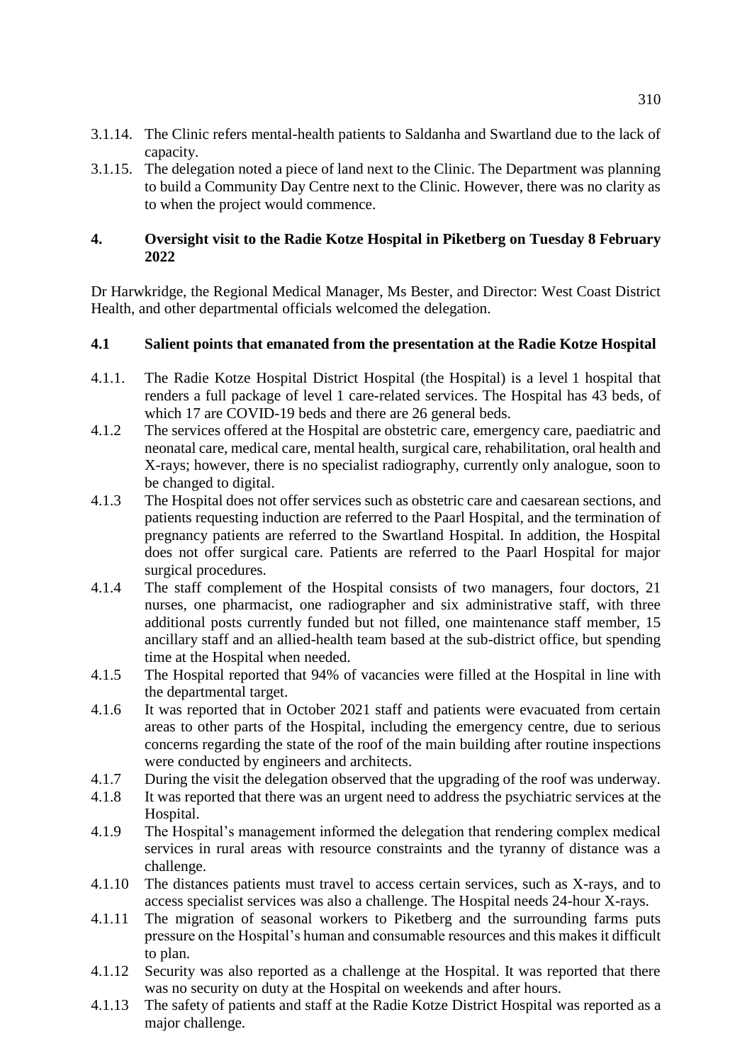3.1.14. The Clinic refers mental-health patients to Saldanha and Swartland due to the lack of capacity.

3.1.15. The delegation noted a piece of land next to the Clinic. The Department was planning to build a Community Day Centre next to the Clinic. However, there was no clarity as to when the project would commence.

## 4. Oversight visit to the Radie Kotze Hospital in Piketberg on Tuesday 8 February 2022

Dr Harwkridge, the Regional Medical Manager, Ms Bester, and Director: West Coast District Health, and other departmental officials welcomed the delegation.

### 4.1 Salient points that emanated from the presentation at the Radie Kotze Hospital

4.1.1. The Radie Kotze Hospital District Hospital (the Hospital) is a level 1 hospital that renders a full package of level 1 care-related services. The Hospital has 43 beds, of which 17 are COVID-19 beds and there are 26 general beds.

4.1.2 The services offered at the Hospital are obstetric care, emergency care, paediatric and neonatal care, medical care, mental health, surgical care, rehabilitation, oral health and X-rays; however, there is no specialist radiography, currently only analogue, soon to be changed to digital.

4.1.3 The Hospital does not offer services such as obstetric care and caesarean sections, and patients requesting induction are referred to the Paarl Hospital, and the termination of pregnancy patients are referred to the Swartland Hospital. In addition, the Hospital does not offer surgical care. Patients are referred to the Paarl Hospital for major surgical procedures.

4.1.4 The staff complement of the Hospital consists of two managers, four doctors, 21 nurses, one pharmacist, one radiographer and six administrative staff, with three additional posts currently funded but not filled, one maintenance staff member, 15 ancillary staff and an allied-health team based at the sub-district office, but spending time at the Hospital when needed.

4.1.5 The Hospital reported that 94% of vacancies were filled at the Hospital in line with the departmental target.

4.1.6 It was reported that in October 2021 staff and patients were evacuated from certain areas to other parts of the Hospital, including the emergency centre, due to serious concerns regarding the state of the roof of the main building after routine inspections were conducted by engineers and architects.

4.1.7 During the visit the delegation observed that the upgrading of the roof was underway.

4.1.8 It was reported that there was an urgent need to address the psychiatric services at the Hospital.

4.1.9 The Hospital's management informed the delegation that rendering complex medical services in rural areas with resource constraints and the tyranny of distance was a challenge.

4.1.10 The distances patients must travel to access certain services, such as X-rays, and to access specialist services was also a challenge. The Hospital needs 24-hour X-rays.

4.1.11 The migration of seasonal workers to Piketberg and the surrounding farms puts pressure on the Hospital's human and consumable resources and this makes it difficult to plan.

4.1.12 Security was also reported as a challenge at the Hospital. It was reported that there was no security on duty at the Hospital on weekends and after hours.

4.1.13 The safety of patients and staff at the Radie Kotze District Hospital was reported as a major challenge.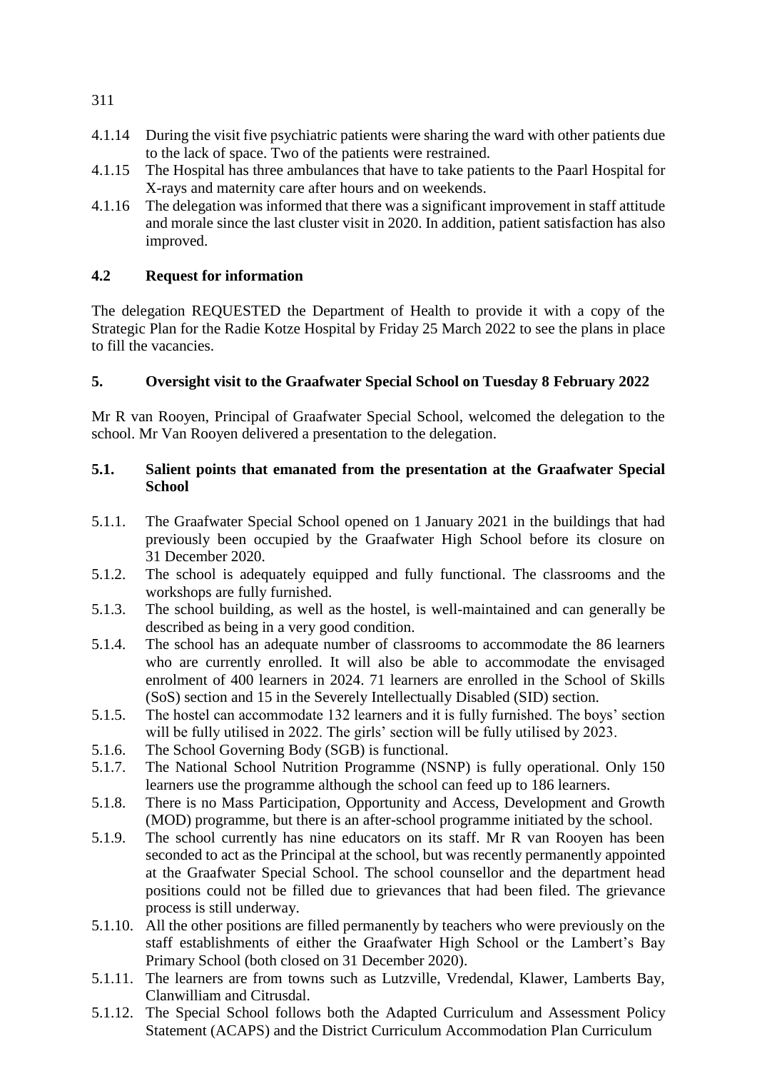4.1.14 During the visit five psychiatric patients were sharing the ward with other patients due to the lack of space. Two of the patients were restrained.

4.1.15 The Hospital has three ambulances that have to take patients to the Paarl Hospital for X-rays and maternity care after hours and on weekends.

4.1.16 The delegation was informed that there was a significant improvement in staff attitude and morale since the last cluster visit in 2020. In addition, patient satisfaction has also improved.

## 4.2 Request for information

The delegation REQUESTED the Department of Health to provide it with a copy of the Strategic Plan for the Radie Kotze Hospital by Friday 25 March 2022 to see the plans in place to fill the vacancies.

## 5. Oversight visit to the Graafwater Special School on Tuesday 8 February 2022

Mr R van Rooyen, Principal of Graafwater Special School, welcomed the delegation to the school. Mr Van Rooyen delivered a presentation to the delegation.

### 5.1. Salient points that emanated from the presentation at the Graafwater Special School

5.1.1. The Graafwater Special School opened on 1 January 2021 in the buildings that had previously been occupied by the Graafwater High School before its closure on 31 December 2020.

5.1.2. The school is adequately equipped and fully functional. The classrooms and the workshops are fully furnished.

5.1.3. The school building, as well as the hostel, is well-maintained and can generally be described as being in a very good condition.

5.1.4. The school has an adequate number of classrooms to accommodate the 86 learners who are currently enrolled. It will also be able to accommodate the envisaged enrolment of 400 learners in 2024. 71 learners are enrolled in the School of Skills (SoS) section and 15 in the Severely Intellectually Disabled (SID) section.

5.1.5. The hostel can accommodate 132 learners and it is fully furnished. The boys' section will be fully utilised in 2022. The girls' section will be fully utilised by 2023.

5.1.6. The School Governing Body (SGB) is functional.

5.1.7. The National School Nutrition Programme (NSNP) is fully operational. Only 150 learners use the programme although the school can feed up to 186 learners.

5.1.8. There is no Mass Participation, Opportunity and Access, Development and Growth (MOD) programme, but there is an after-school programme initiated by the school.

5.1.9. The school currently has nine educators on its staff. Mr R van Rooyen has been seconded to act as the Principal at the school, but was recently permanently appointed at the Graafwater Special School. The school counsellor and the department head positions could not be filled due to grievances that had been filed. The grievance process is still underway.

5.1.10. All the other positions are filled permanently by teachers who were previously on the staff establishments of either the Graafwater High School or the Lambert's Bay Primary School (both closed on 31 December 2020).

5.1.11. The learners are from towns such as Lutzville, Vredendal, Klawer, Lamberts Bay, Clanwilliam and Citrusdal.

5.1.12. The Special School follows both the Adapted Curriculum and Assessment Policy Statement (ACAPS) and the District Curriculum Accommodation Plan Curriculum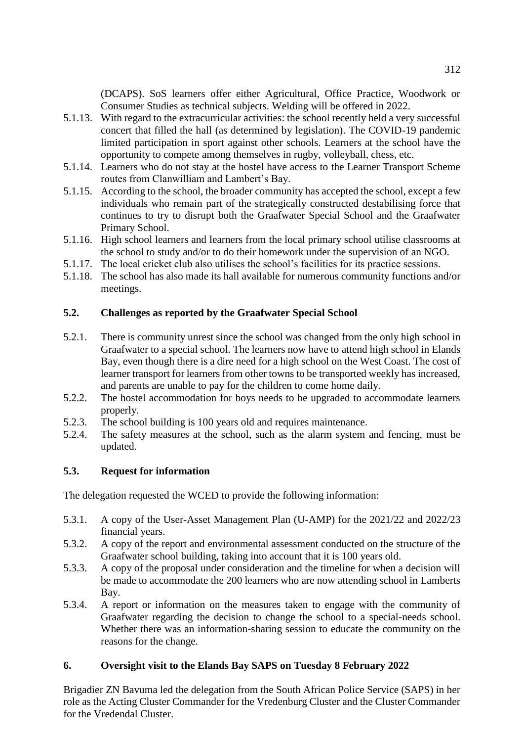(DCAPS). SoS learners offer either Agricultural, Office Practice, Woodwork or Consumer Studies as technical subjects. Welding will be offered in 2022.

5.1.13. With regard to the extracurricular activities: the school recently held a very successful concert that filled the hall (as determined by legislation). The COVID-19 pandemic limited participation in sport against other schools. Learners at the school have the opportunity to compete among themselves in rugby, volleyball, chess, etc.

5.1.14. Learners who do not stay at the hostel have access to the Learner Transport Scheme routes from Clanwilliam and Lambert's Bay.

5.1.15. According to the school, the broader community has accepted the school, except a few individuals who remain part of the strategically constructed destabilising force that continues to try to disrupt both the Graafwater Special School and the Graafwater Primary School.

5.1.16. High school learners and learners from the local primary school utilise classrooms at the school to study and/or to do their homework under the supervision of an NGO.

5.1.17. The local cricket club also utilises the school's facilities for its practice sessions.

5.1.18. The school has also made its hall available for numerous community functions and/or meetings.

## 5.2. Challenges as reported by the Graafwater Special School

5.2.1. There is community unrest since the school was changed from the only high school in Graafwater to a special school. The learners now have to attend high school in Elands Bay, even though there is a dire need for a high school on the West Coast. The cost of learner transport for learners from other towns to be transported weekly has increased, and parents are unable to pay for the children to come home daily.

5.2.2. The hostel accommodation for boys needs to be upgraded to accommodate learners properly.

5.2.3. The school building is 100 years old and requires maintenance.

5.2.4. The safety measures at the school, such as the alarm system and fencing, must be updated.

## 5.3. Request for information

The delegation requested the WCED to provide the following information:

5.3.1. A copy of the User-Asset Management Plan (U-AMP) for the 2021/22 and 2022/23 financial years.

5.3.2. A copy of the report and environmental assessment conducted on the structure of the Graafwater school building, taking into account that it is 100 years old.

5.3.3. A copy of the proposal under consideration and the timeline for when a decision will be made to accommodate the 200 learners who are now attending school in Lamberts Bay.

5.3.4. A report or information on the measures taken to engage with the community of Graafwater regarding the decision to change the school to a special-needs school. Whether there was an information-sharing session to educate the community on the reasons for the change.

# 6. Oversight visit to the Elands Bay SAPS on Tuesday 8 February 2022

Brigadier ZN Bavuma led the delegation from the South African Police Service (SAPS) in her role as the Acting Cluster Commander for the Vredenburg Cluster and the Cluster Commander for the Vredendal Cluster.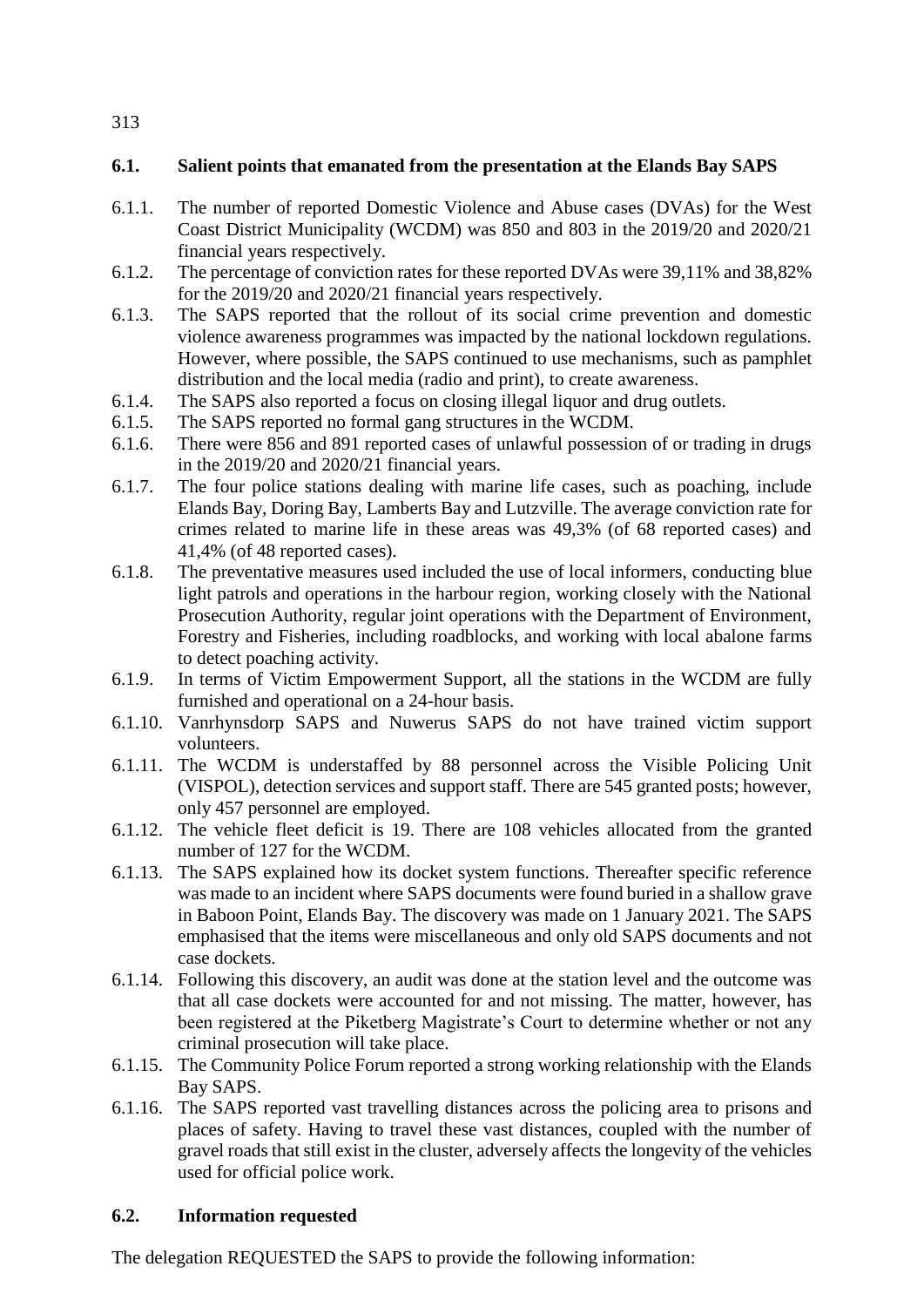## 6.1. Salient points that emanated from the presentation at the Elands Bay SAPS

6.1.1. The number of reported Domestic Violence and Abuse cases (DVAs) for the West Coast District Municipality (WCDM) was 850 and 803 in the 2019/20 and 2020/21 financial years respectively.

6.1.2. The percentage of conviction rates for these reported DVAs were 39,11% and 38,82% for the 2019/20 and 2020/21 financial years respectively.

6.1.3. The SAPS reported that the rollout of its social crime prevention and domestic violence awareness programmes was impacted by the national lockdown regulations. However, where possible, the SAPS continued to use mechanisms, such as pamphlet distribution and the local media (radio and print), to create awareness.

6.1.4. The SAPS also reported a focus on closing illegal liquor and drug outlets.

6.1.5. The SAPS reported no formal gang structures in the WCDM.

6.1.6. There were 856 and 891 reported cases of unlawful possession of or trading in drugs in the 2019/20 and 2020/21 financial years.

6.1.7. The four police stations dealing with marine life cases, such as poaching, include Elands Bay, Doring Bay, Lamberts Bay and Lutzville. The average conviction rate for crimes related to marine life in these areas was 49,3% (of 68 reported cases) and 41,4% (of 48 reported cases).

6.1.8. The preventative measures used included the use of local informers, conducting blue light patrols and operations in the harbour region, working closely with the National Prosecution Authority, regular joint operations with the Department of Environment, Forestry and Fisheries, including roadblocks, and working with local abalone farms to detect poaching activity.

6.1.9. In terms of Victim Empowerment Support, all the stations in the WCDM are fully furnished and operational on a 24-hour basis.

6.1.10. Vanrhynsdorp SAPS and Nuwerus SAPS do not have trained victim support volunteers.

6.1.11. The WCDM is understaffed by 88 personnel across the Visible Policing Unit (VISPOL), detection services and support staff. There are 545 granted posts; however, only 457 personnel are employed.

6.1.12. The vehicle fleet deficit is 19. There are 108 vehicles allocated from the granted number of 127 for the WCDM.

6.1.13. The SAPS explained how its docket system functions. Thereafter specific reference was made to an incident where SAPS documents were found buried in a shallow grave in Baboon Point, Elands Bay. The discovery was made on 1 January 2021. The SAPS emphasised that the items were miscellaneous and only old SAPS documents and not case dockets.

6.1.14. Following this discovery, an audit was done at the station level and the outcome was that all case dockets were accounted for and not missing. The matter, however, has been registered at the Piketberg Magistrate's Court to determine whether or not any criminal prosecution will take place.

6.1.15. The Community Police Forum reported a strong working relationship with the Elands Bay SAPS.

6.1.16. The SAPS reported vast travelling distances across the policing area to prisons and places of safety. Having to travel these vast distances, coupled with the number of gravel roads that still exist in the cluster, adversely affects the longevity of the vehicles used for official police work.

## 6.2. Information requested

The delegation REQUESTED the SAPS to provide the following information: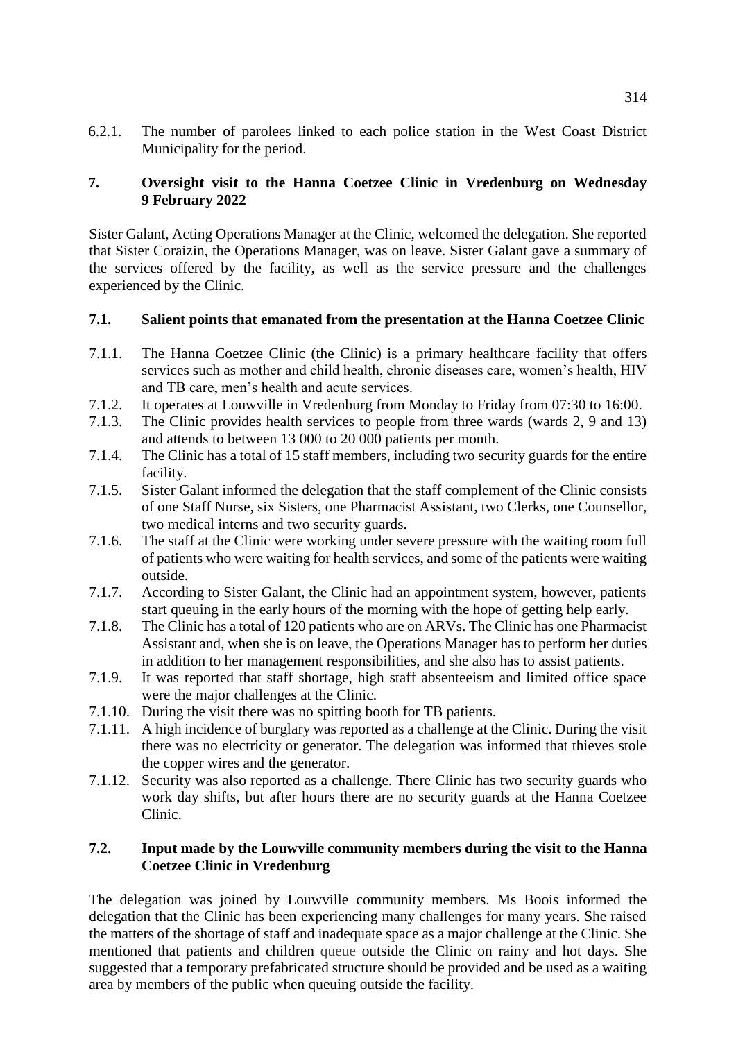6.2.1. The number of parolees linked to each police station in the West Coast District Municipality for the period.

## 7. Oversight visit to the Hanna Coetzee Clinic in Vredenburg on Wednesday 9 February 2022

Sister Galant, Acting Operations Manager at the Clinic, welcomed the delegation. She reported that Sister Coraizin, the Operations Manager, was on leave. Sister Galant gave a summary of the services offered by the facility, as well as the service pressure and the challenges experienced by the Clinic.

### 7.1. Salient points that emanated from the presentation at the Hanna Coetzee Clinic

7.1.1. The Hanna Coetzee Clinic (the Clinic) is a primary healthcare facility that offers services such as mother and child health, chronic diseases care, women's health, HIV and TB care, men's health and acute services.

7.1.2. It operates at Louwville in Vredenburg from Monday to Friday from 07:30 to 16:00.

7.1.3. The Clinic provides health services to people from three wards (wards 2, 9 and 13) and attends to between 13 000 to 20 000 patients per month.

7.1.4. The Clinic has a total of 15 staff members, including two security guards for the entire facility.

7.1.5. Sister Galant informed the delegation that the staff complement of the Clinic consists of one Staff Nurse, six Sisters, one Pharmacist Assistant, two Clerks, one Counsellor, two medical interns and two security guards.

7.1.6. The staff at the Clinic were working under severe pressure with the waiting room full of patients who were waiting for health services, and some of the patients were waiting outside.

7.1.7. According to Sister Galant, the Clinic had an appointment system, however, patients start queuing in the early hours of the morning with the hope of getting help early.

7.1.8. The Clinic has a total of 120 patients who are on ARVs. The Clinic has one Pharmacist Assistant and, when she is on leave, the Operations Manager has to perform her duties in addition to her management responsibilities, and she also has to assist patients.

7.1.9. It was reported that staff shortage, high staff absenteeism and limited office space were the major challenges at the Clinic.

7.1.10. During the visit there was no spitting booth for TB patients.

7.1.11. A high incidence of burglary was reported as a challenge at the Clinic. During the visit there was no electricity or generator. The delegation was informed that thieves stole the copper wires and the generator.

7.1.12. Security was also reported as a challenge. There Clinic has two security guards who work day shifts, but after hours there are no security guards at the Hanna Coetzee Clinic.

### 7.2. Input made by the Louwville community members during the visit to the Hanna Coetzee Clinic in Vredenburg

The delegation was joined by Louwville community members. Ms Boois informed the delegation that the Clinic has been experiencing many challenges for many years. She raised the matters of the shortage of staff and inadequate space as a major challenge at the Clinic. She mentioned that patients and children queue outside the Clinic on rainy and hot days. She suggested that a temporary prefabricated structure should be provided and be used as a waiting area by members of the public when queuing outside the facility.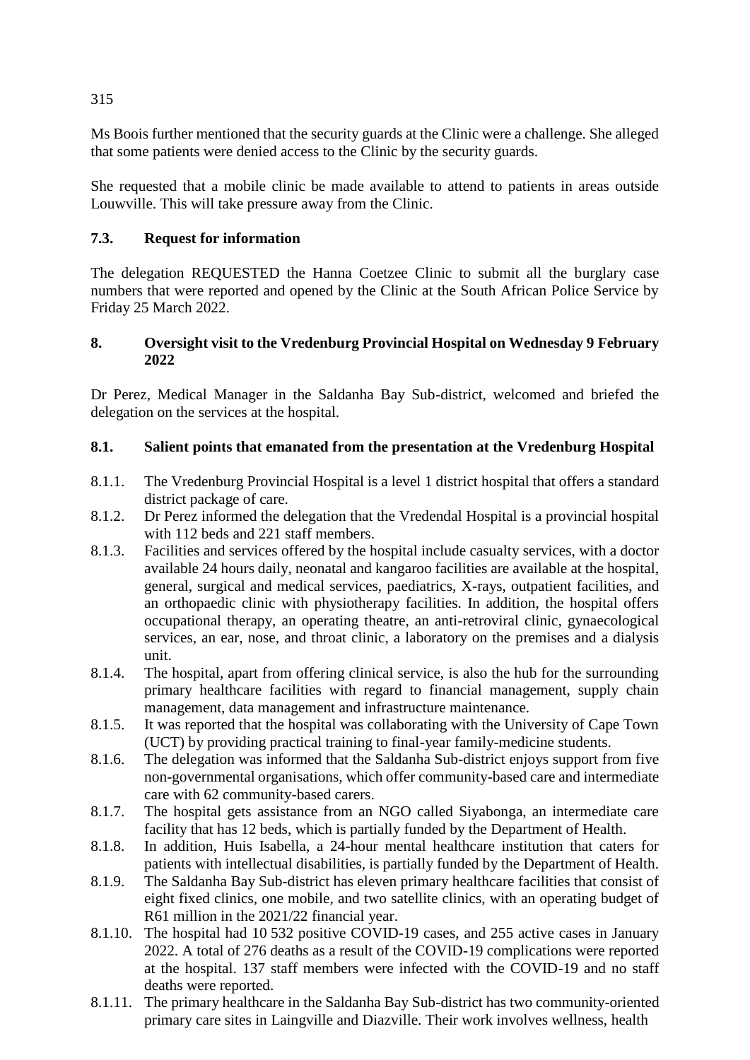Ms Boois further mentioned that the security guards at the Clinic were a challenge. She alleged that some patients were denied access to the Clinic by the security guards.

She requested that a mobile clinic be made available to attend to patients in areas outside Louwville. This will take pressure away from the Clinic.

### 7.3. Request for information

The delegation REQUESTED the Hanna Coetzee Clinic to submit all the burglary case numbers that were reported and opened by the Clinic at the South African Police Service by Friday 25 March 2022.

## 8. Oversight visit to the Vredenburg Provincial Hospital on Wednesday 9 February 2022

Dr Perez, Medical Manager in the Saldanha Bay Sub-district, welcomed and briefed the delegation on the services at the hospital.

### 8.1. Salient points that emanated from the presentation at the Vredenburg Hospital

8.1.1. The Vredenburg Provincial Hospital is a level 1 district hospital that offers a standard district package of care.

8.1.2. Dr Perez informed the delegation that the Vredendal Hospital is a provincial hospital with 112 beds and 221 staff members.

8.1.3. Facilities and services offered by the hospital include casualty services, with a doctor available 24 hours daily, neonatal and kangaroo facilities are available at the hospital, general, surgical and medical services, paediatrics, X-rays, outpatient facilities, and an orthopaedic clinic with physiotherapy facilities. In addition, the hospital offers occupational therapy, an operating theatre, an anti-retroviral clinic, gynaecological services, an ear, nose, and throat clinic, a laboratory on the premises and a dialysis unit.

8.1.4. The hospital, apart from offering clinical service, is also the hub for the surrounding primary healthcare facilities with regard to financial management, supply chain management, data management and infrastructure maintenance.

8.1.5. It was reported that the hospital was collaborating with the University of Cape Town (UCT) by providing practical training to final-year family-medicine students.

8.1.6. The delegation was informed that the Saldanha Sub-district enjoys support from five non-governmental organisations, which offer community-based care and intermediate care with 62 community-based carers.

8.1.7. The hospital gets assistance from an NGO called Siyabonga, an intermediate care facility that has 12 beds, which is partially funded by the Department of Health.

8.1.8. In addition, Huis Isabella, a 24-hour mental healthcare institution that caters for patients with intellectual disabilities, is partially funded by the Department of Health.

8.1.9. The Saldanha Bay Sub-district has eleven primary healthcare facilities that consist of eight fixed clinics, one mobile, and two satellite clinics, with an operating budget of R61 million in the 2021/22 financial year.

8.1.10. The hospital had 10 532 positive COVID-19 cases, and 255 active cases in January 2022. A total of 276 deaths as a result of the COVID-19 complications were reported at the hospital. 137 staff members were infected with the COVID-19 and no staff deaths were reported.

8.1.11. The primary healthcare in the Saldanha Bay Sub-district has two community-oriented primary care sites in Laingville and Diazville. Their work involves wellness, health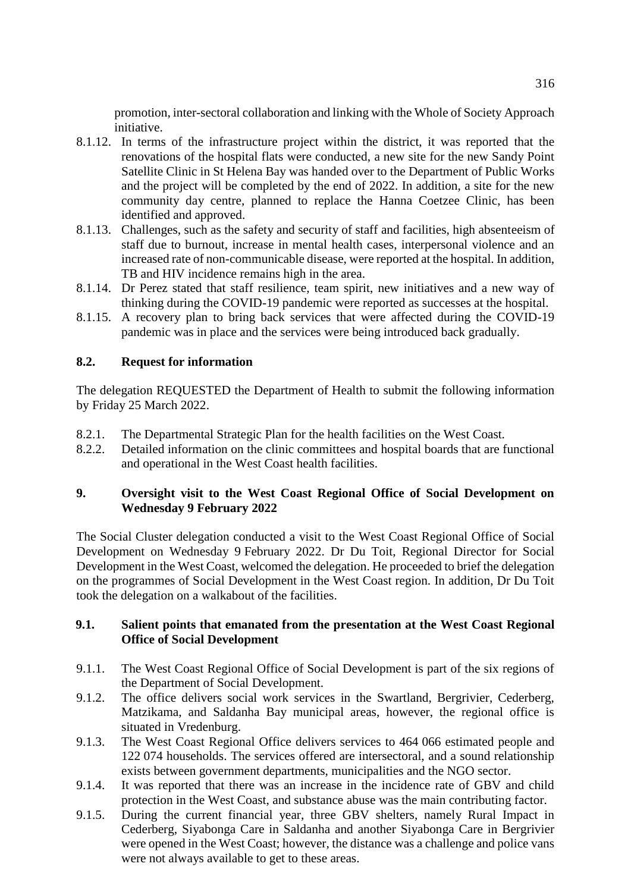promotion, inter-sectoral collaboration and linking with the Whole of Society Approach initiative.

8.1.12. In terms of the infrastructure project within the district, it was reported that the renovations of the hospital flats were conducted, a new site for the new Sandy Point Satellite Clinic in St Helena Bay was handed over to the Department of Public Works and the project will be completed by the end of 2022. In addition, a site for the new community day centre, planned to replace the Hanna Coetzee Clinic, has been identified and approved.

8.1.13. Challenges, such as the safety and security of staff and facilities, high absenteeism of staff due to burnout, increase in mental health cases, interpersonal violence and an increased rate of non-communicable disease, were reported at the hospital. In addition, TB and HIV incidence remains high in the area.

8.1.14. Dr Perez stated that staff resilience, team spirit, new initiatives and a new way of thinking during the COVID-19 pandemic were reported as successes at the hospital.

8.1.15. A recovery plan to bring back services that were affected during the COVID-19 pandemic was in place and the services were being introduced back gradually.

### 8.2. Request for information

The delegation REQUESTED the Department of Health to submit the following information by Friday 25 March 2022.

8.2.1. The Departmental Strategic Plan for the health facilities on the West Coast.

8.2.2. Detailed information on the clinic committees and hospital boards that are functional and operational in the West Coast health facilities.

## 9. Oversight visit to the West Coast Regional Office of Social Development on Wednesday 9 February 2022

The Social Cluster delegation conducted a visit to the West Coast Regional Office of Social Development on Wednesday 9 February 2022. Dr Du Toit, Regional Director for Social Development in the West Coast, welcomed the delegation. He proceeded to brief the delegation on the programmes of Social Development in the West Coast region. In addition, Dr Du Toit took the delegation on a walkabout of the facilities.

### 9.1. Salient points that emanated from the presentation at the West Coast Regional Office of Social Development

9.1.1. The West Coast Regional Office of Social Development is part of the six regions of the Department of Social Development.

9.1.2. The office delivers social work services in the Swartland, Bergrivier, Cederberg, Matzikama, and Saldanha Bay municipal areas, however, the regional office is situated in Vredenburg.

9.1.3. The West Coast Regional Office delivers services to 464 066 estimated people and 122 074 households. The services offered are intersectoral, and a sound relationship exists between government departments, municipalities and the NGO sector.

9.1.4. It was reported that there was an increase in the incidence rate of GBV and child protection in the West Coast, and substance abuse was the main contributing factor.

9.1.5. During the current financial year, three GBV shelters, namely Rural Impact in Cederberg, Siyabonga Care in Saldanha and another Siyabonga Care in Bergrivier were opened in the West Coast; however, the distance was a challenge and police vans were not always available to get to these areas.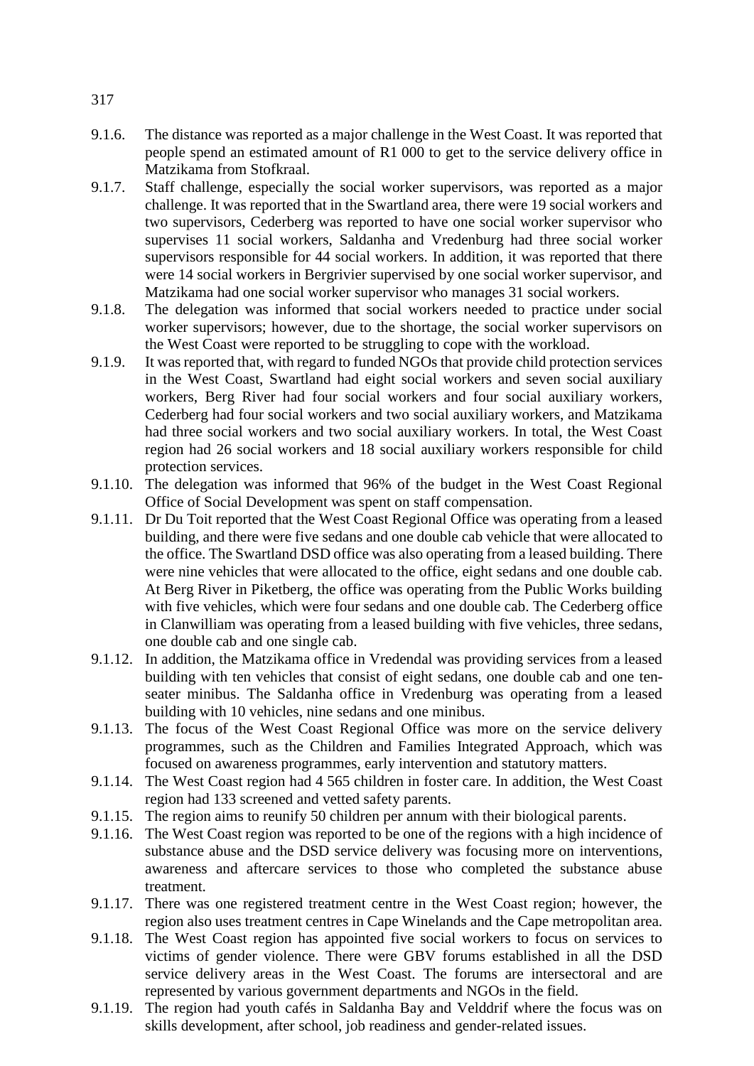9.1.6. The distance was reported as a major challenge in the West Coast. It was reported that people spend an estimated amount of R1 000 to get to the service delivery office in Matzikama from Stofkraal.

9.1.7. Staff challenge, especially the social worker supervisors, was reported as a major challenge. It was reported that in the Swartland area, there were 19 social workers and two supervisors, Cederberg was reported to have one social worker supervisor who supervises 11 social workers, Saldanha and Vredenburg had three social worker supervisors responsible for 44 social workers. In addition, it was reported that there were 14 social workers in Bergrivier supervised by one social worker supervisor, and Matzikama had one social worker supervisor who manages 31 social workers.

9.1.8. The delegation was informed that social workers needed to practice under social worker supervisors; however, due to the shortage, the social worker supervisors on the West Coast were reported to be struggling to cope with the workload.

9.1.9. It was reported that, with regard to funded NGOs that provide child protection services in the West Coast, Swartland had eight social workers and seven social auxiliary workers, Berg River had four social workers and four social auxiliary workers, Cederberg had four social workers and two social auxiliary workers, and Matzikama had three social workers and two social auxiliary workers. In total, the West Coast region had 26 social workers and 18 social auxiliary workers responsible for child protection services.

9.1.10. The delegation was informed that 96% of the budget in the West Coast Regional Office of Social Development was spent on staff compensation.

9.1.11. Dr Du Toit reported that the West Coast Regional Office was operating from a leased building, and there were five sedans and one double cab vehicle that were allocated to the office. The Swartland DSD office was also operating from a leased building. There were nine vehicles that were allocated to the office, eight sedans and one double cab. At Berg River in Piketberg, the office was operating from the Public Works building with five vehicles, which were four sedans and one double cab. The Cederberg office in Clanwilliam was operating from a leased building with five vehicles, three sedans, one double cab and one single cab.

9.1.12. In addition, the Matzikama office in Vredendal was providing services from a leased building with ten vehicles that consist of eight sedans, one double cab and one ten-seater minibus. The Saldanha office in Vredenburg was operating from a leased building with 10 vehicles, nine sedans and one minibus.

9.1.13. The focus of the West Coast Regional Office was more on the service delivery programmes, such as the Children and Families Integrated Approach, which was focused on awareness programmes, early intervention and statutory matters.

9.1.14. The West Coast region had 4 565 children in foster care. In addition, the West Coast region had 133 screened and vetted safety parents.

9.1.15. The region aims to reunify 50 children per annum with their biological parents.

9.1.16. The West Coast region was reported to be one of the regions with a high incidence of substance abuse and the DSD service delivery was focusing more on interventions, awareness and aftercare services to those who completed the substance abuse treatment.

9.1.17. There was one registered treatment centre in the West Coast region; however, the region also uses treatment centres in Cape Winelands and the Cape metropolitan area.

9.1.18. The West Coast region has appointed five social workers to focus on services to victims of gender violence. There were GBV forums established in all the DSD service delivery areas in the West Coast. The forums are intersectoral and are represented by various government departments and NGOs in the field.

9.1.19. The region had youth cafés in Saldanha Bay and Velddrif where the focus was on skills development, after school, job readiness and gender-related issues.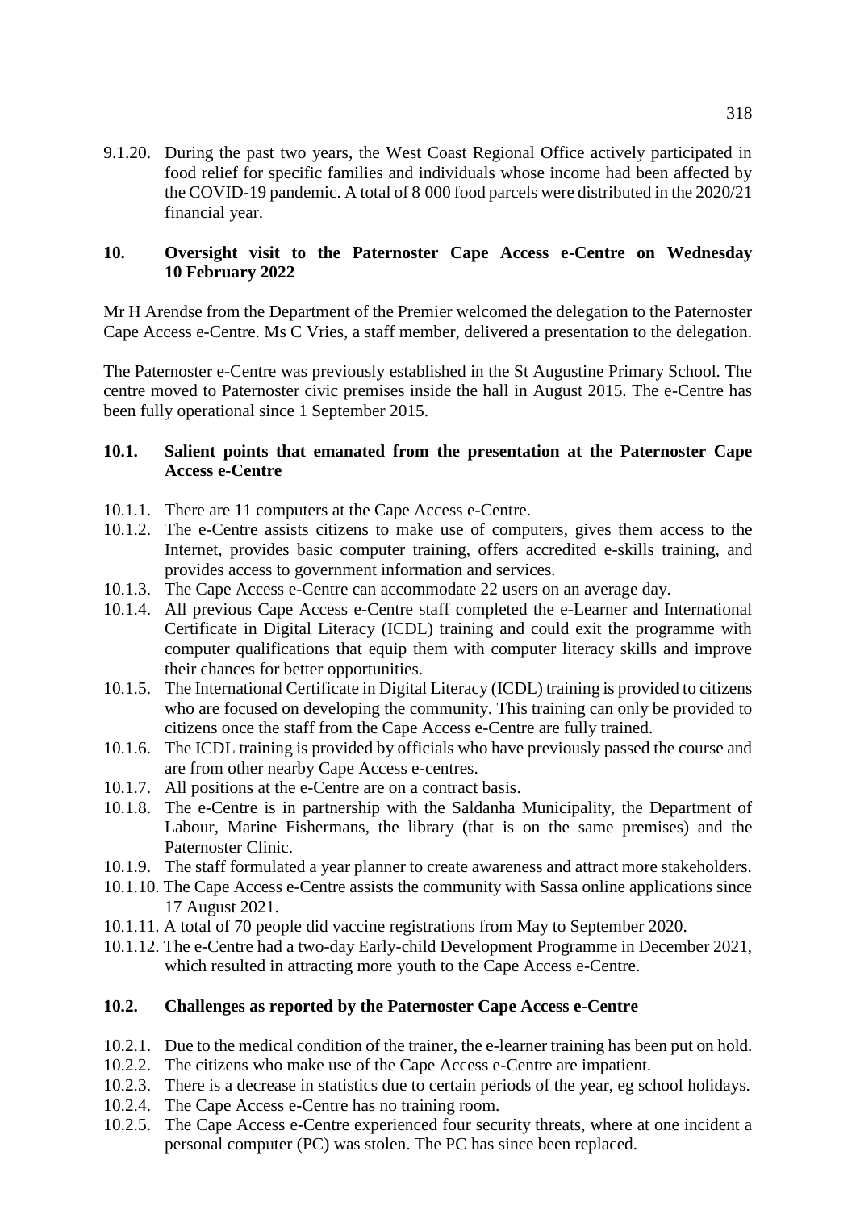9.1.20. During the past two years, the West Coast Regional Office actively participated in food relief for specific families and individuals whose income had been affected by the COVID-19 pandemic. A total of 8 000 food parcels were distributed in the 2020/21 financial year.

## 10. Oversight visit to the Paternoster Cape Access e-Centre on Wednesday 10 February 2022

Mr H Arendse from the Department of the Premier welcomed the delegation to the Paternoster Cape Access e-Centre. Ms C Vries, a staff member, delivered a presentation to the delegation.

The Paternoster e-Centre was previously established in the St Augustine Primary School. The centre moved to Paternoster civic premises inside the hall in August 2015. The e-Centre has been fully operational since 1 September 2015.

### 10.1. Salient points that emanated from the presentation at the Paternoster Cape Access e-Centre

10.1.1. There are 11 computers at the Cape Access e-Centre.

10.1.2. The e-Centre assists citizens to make use of computers, gives them access to the Internet, provides basic computer training, offers accredited e-skills training, and provides access to government information and services.

10.1.3. The Cape Access e-Centre can accommodate 22 users on an average day.

10.1.4. All previous Cape Access e-Centre staff completed the e-Learner and International Certificate in Digital Literacy (ICDL) training and could exit the programme with computer qualifications that equip them with computer literacy skills and improve their chances for better opportunities.

10.1.5. The International Certificate in Digital Literacy (ICDL) training is provided to citizens who are focused on developing the community. This training can only be provided to citizens once the staff from the Cape Access e-Centre are fully trained.

10.1.6. The ICDL training is provided by officials who have previously passed the course and are from other nearby Cape Access e-centres.

10.1.7. All positions at the e-Centre are on a contract basis.

10.1.8. The e-Centre is in partnership with the Saldanha Municipality, the Department of Labour, Marine Fishermans, the library (that is on the same premises) and the Paternoster Clinic.

10.1.9. The staff formulated a year planner to create awareness and attract more stakeholders.

10.1.10. The Cape Access e-Centre assists the community with Sassa online applications since 17 August 2021.

10.1.11. A total of 70 people did vaccine registrations from May to September 2020.

10.1.12. The e-Centre had a two-day Early-child Development Programme in December 2021, which resulted in attracting more youth to the Cape Access e-Centre.

### 10.2. Challenges as reported by the Paternoster Cape Access e-Centre

10.2.1. Due to the medical condition of the trainer, the e-learner training has been put on hold.

10.2.2. The citizens who make use of the Cape Access e-Centre are impatient.

10.2.3. There is a decrease in statistics due to certain periods of the year, eg school holidays.

10.2.4. The Cape Access e-Centre has no training room.

10.2.5. The Cape Access e-Centre experienced four security threats, where at one incident a personal computer (PC) was stolen. The PC has since been replaced.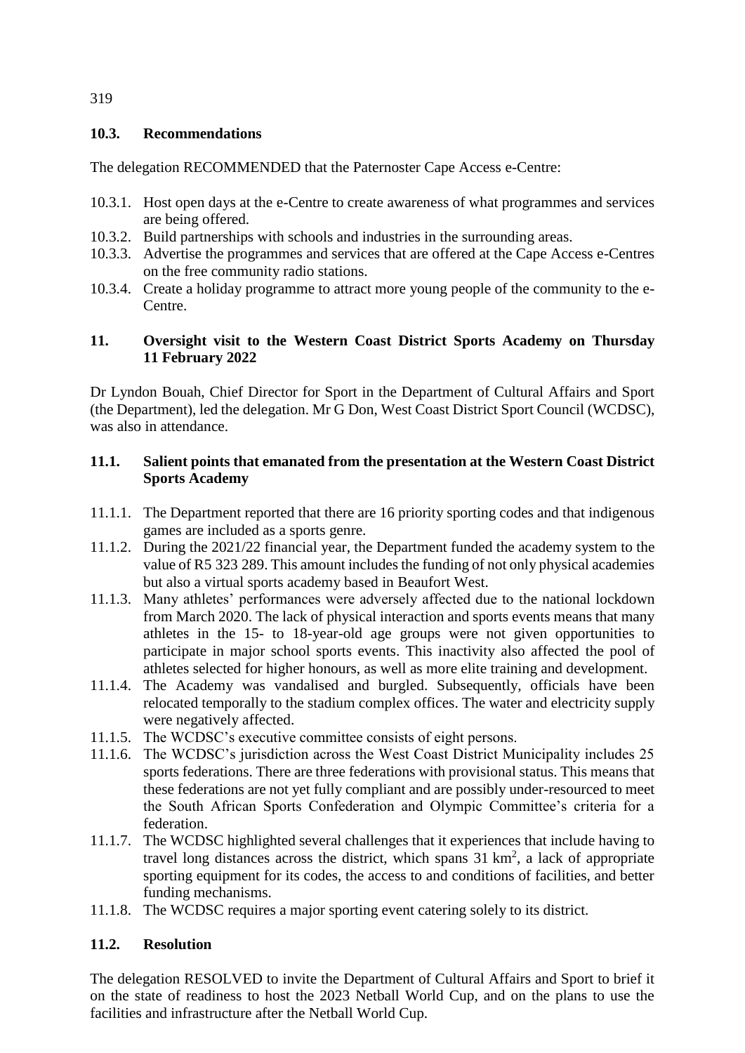## 10.3. Recommendations

The delegation RECOMMENDED that the Paternoster Cape Access e-Centre:

10.3.1. Host open days at the e-Centre to create awareness of what programmes and services are being offered.

10.3.2. Build partnerships with schools and industries in the surrounding areas.

10.3.3. Advertise the programmes and services that are offered at the Cape Access e-Centres on the free community radio stations.

10.3.4. Create a holiday programme to attract more young people of the community to the e-Centre.

## 11. Oversight visit to the Western Coast District Sports Academy on Thursday 11 February 2022

Dr Lyndon Bouah, Chief Director for Sport in the Department of Cultural Affairs and Sport (the Department), led the delegation. Mr G Don, West Coast District Sport Council (WCDSC), was also in attendance.

### 11.1. Salient points that emanated from the presentation at the Western Coast District Sports Academy

11.1.1. The Department reported that there are 16 priority sporting codes and that indigenous games are included as a sports genre.

11.1.2. During the 2021/22 financial year, the Department funded the academy system to the value of R5 323 289. This amount includes the funding of not only physical academies but also a virtual sports academy based in Beaufort West.

11.1.3. Many athletes' performances were adversely affected due to the national lockdown from March 2020. The lack of physical interaction and sports events means that many athletes in the 15- to 18-year-old age groups were not given opportunities to participate in major school sports events. This inactivity also affected the pool of athletes selected for higher honours, as well as more elite training and development.

11.1.4. The Academy was vandalised and burgled. Subsequently, officials have been relocated temporally to the stadium complex offices. The water and electricity supply were negatively affected.

11.1.5. The WCDSC's executive committee consists of eight persons.

11.1.6. The WCDSC's jurisdiction across the West Coast District Municipality includes 25 sports federations. There are three federations with provisional status. This means that these federations are not yet fully compliant and are possibly under-resourced to meet the South African Sports Confederation and Olympic Committee's criteria for a federation.

11.1.7. The WCDSC highlighted several challenges that it experiences that include having to travel long distances across the district, which spans 31 $km^2$, a lack of appropriate sporting equipment for its codes, the access to and conditions of facilities, and better funding mechanisms.

11.1.8. The WCDSC requires a major sporting event catering solely to its district.

### 11.2. Resolution

The delegation RESOLVED to invite the Department of Cultural Affairs and Sport to brief it on the state of readiness to host the 2023 Netball World Cup, and on the plans to use the facilities and infrastructure after the Netball World Cup.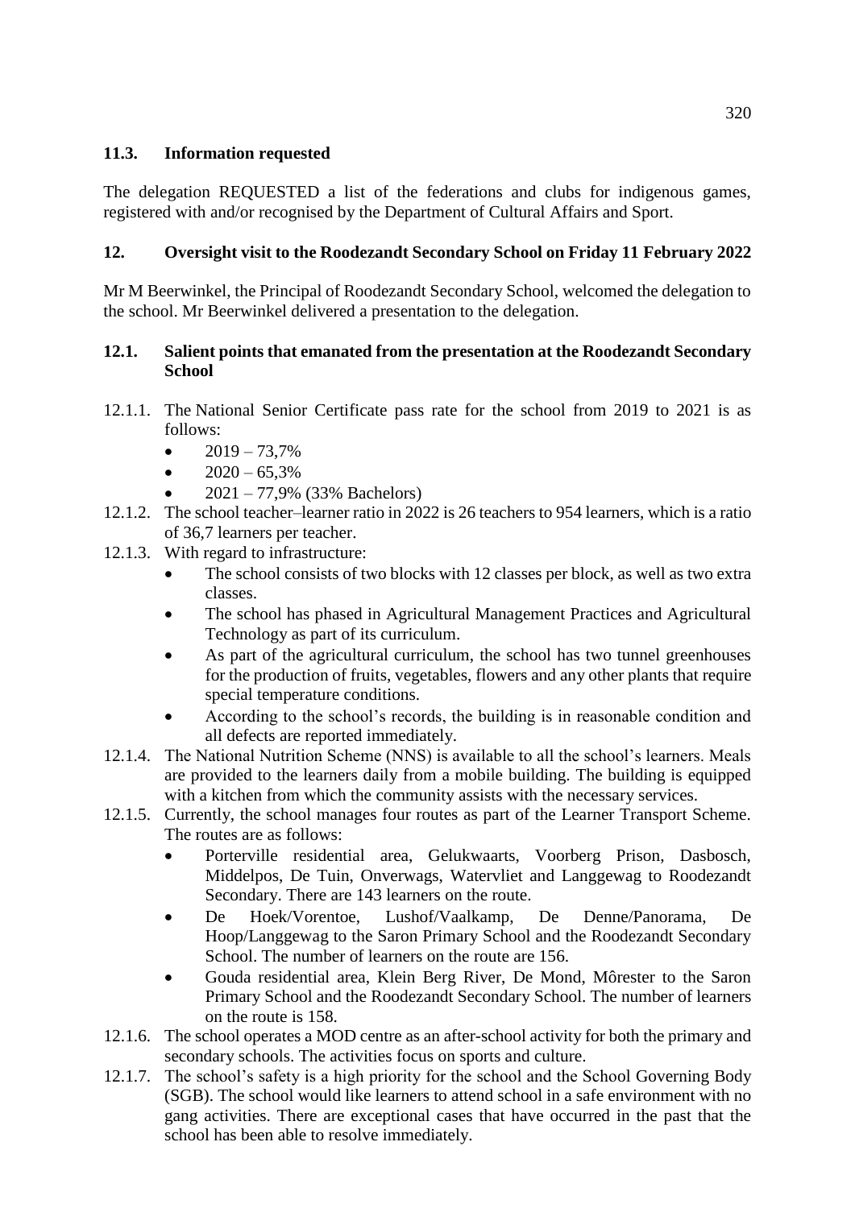### 11.3. Information requested

The delegation REQUESTED a list of the federations and clubs for indigenous games, registered with and/or recognised by the Department of Cultural Affairs and Sport.

## 12. Oversight visit to the Roodezandt Secondary School on Friday 11 February 2022

Mr M Beerwinkel, the Principal of Roodezandt Secondary School, welcomed the delegation to the school. Mr Beerwinkel delivered a presentation to the delegation.

### 12.1. Salient points that emanated from the presentation at the Roodezandt Secondary School

12.1.1. The National Senior Certificate pass rate for the school from 2019 to 2021 is as follows:

- 2019 – 73,7%
- 2020 – 65,3%
- 2021 – 77,9% (33% Bachelors)

12.1.2. The school teacher–learner ratio in 2022 is 26 teachers to 954 learners, which is a ratio of 36,7 learners per teacher.

12.1.3. With regard to infrastructure:

- The school consists of two blocks with 12 classes per block, as well as two extra classes.
- The school has phased in Agricultural Management Practices and Agricultural Technology as part of its curriculum.
- As part of the agricultural curriculum, the school has two tunnel greenhouses for the production of fruits, vegetables, flowers and any other plants that require special temperature conditions.
- According to the school's records, the building is in reasonable condition and all defects are reported immediately.

12.1.4. The National Nutrition Scheme (NNS) is available to all the school's learners. Meals are provided to the learners daily from a mobile building. The building is equipped with a kitchen from which the community assists with the necessary services.

12.1.5. Currently, the school manages four routes as part of the Learner Transport Scheme. The routes are as follows:

- Porterville residential area, Gelukwaarts, Voorberg Prison, Dasbosch, Middelpos, De Tuin, Onverwags, Watervliet and Langgewag to Roodezandt Secondary. There are 143 learners on the route.
- De Hoek/Vorentoe, Lushof/Vaalkamp, De Denne/Panorama, De Hoop/Langgewag to the Saron Primary School and the Roodezandt Secondary School. The number of learners on the route are 156.
- Gouda residential area, Klein Berg River, De Mond, Môrester to the Saron Primary School and the Roodezandt Secondary School. The number of learners on the route is 158.

12.1.6. The school operates a MOD centre as an after-school activity for both the primary and secondary schools. The activities focus on sports and culture.

12.1.7. The school's safety is a high priority for the school and the School Governing Body (SGB). The school would like learners to attend school in a safe environment with no gang activities. There are exceptional cases that have occurred in the past that the school has been able to resolve immediately.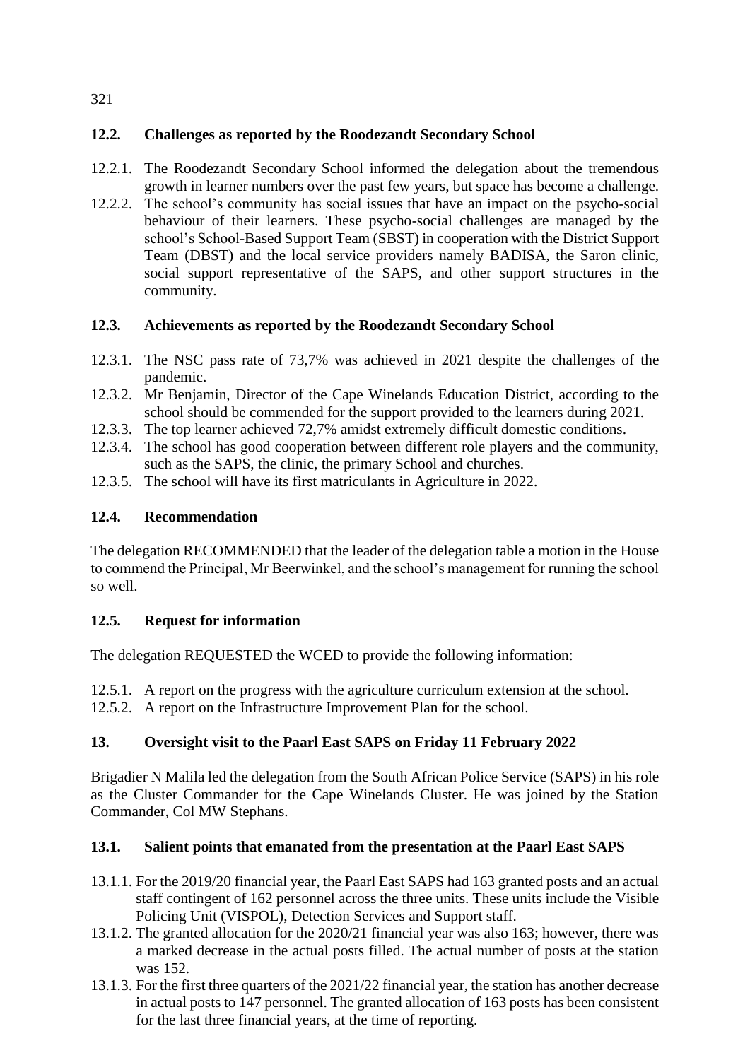### 12.2. Challenges as reported by the Roodezandt Secondary School

12.2.1. The Roodezandt Secondary School informed the delegation about the tremendous growth in learner numbers over the past few years, but space has become a challenge.

12.2.2. The school's community has social issues that have an impact on the psycho-social behaviour of their learners. These psycho-social challenges are managed by the school's School-Based Support Team (SBST) in cooperation with the District Support Team (DBST) and the local service providers namely BADISA, the Saron clinic, social support representative of the SAPS, and other support structures in the community.

### 12.3. Achievements as reported by the Roodezandt Secondary School

12.3.1. The NSC pass rate of 73,7% was achieved in 2021 despite the challenges of the pandemic.

12.3.2. Mr Benjamin, Director of the Cape Winelands Education District, according to the school should be commended for the support provided to the learners during 2021.

12.3.3. The top learner achieved 72,7% amidst extremely difficult domestic conditions.

12.3.4. The school has good cooperation between different role players and the community, such as the SAPS, the clinic, the primary School and churches.

12.3.5. The school will have its first matriculants in Agriculture in 2022.

### 12.4. Recommendation

The delegation RECOMMENDED that the leader of the delegation table a motion in the House to commend the Principal, Mr Beerwinkel, and the school's management for running the school so well.

### 12.5. Request for information

The delegation REQUESTED the WCED to provide the following information:

12.5.1. A report on the progress with the agriculture curriculum extension at the school.

12.5.2. A report on the Infrastructure Improvement Plan for the school.

## 13. Oversight visit to the Paarl East SAPS on Friday 11 February 2022

Brigadier N Malila led the delegation from the South African Police Service (SAPS) in his role as the Cluster Commander for the Cape Winelands Cluster. He was joined by the Station Commander, Col MW Stephans.

### 13.1. Salient points that emanated from the presentation at the Paarl East SAPS

13.1.1. For the 2019/20 financial year, the Paarl East SAPS had 163 granted posts and an actual staff contingent of 162 personnel across the three units. These units include the Visible Policing Unit (VISPOL), Detection Services and Support staff.

13.1.2. The granted allocation for the 2020/21 financial year was also 163; however, there was a marked decrease in the actual posts filled. The actual number of posts at the station was 152.

13.1.3. For the first three quarters of the 2021/22 financial year, the station has another decrease in actual posts to 147 personnel. The granted allocation of 163 posts has been consistent for the last three financial years, at the time of reporting.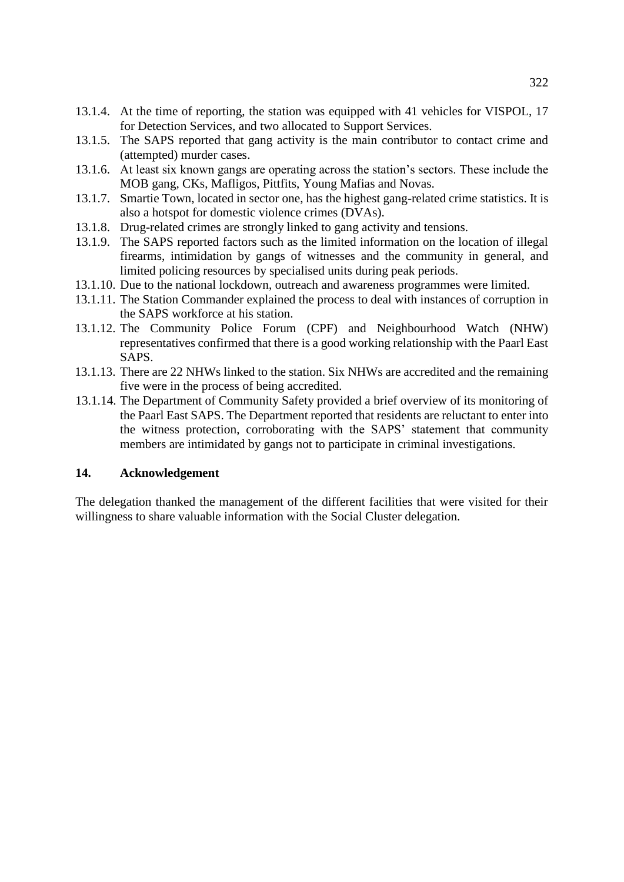13.1.4. At the time of reporting, the station was equipped with 41 vehicles for VISPOL, 17 for Detection Services, and two allocated to Support Services.

13.1.5. The SAPS reported that gang activity is the main contributor to contact crime and (attempted) murder cases.

13.1.6. At least six known gangs are operating across the station's sectors. These include the MOB gang, CKs, Mafligos, Pittfits, Young Mafias and Novas.

13.1.7. Smartie Town, located in sector one, has the highest gang-related crime statistics. It is also a hotspot for domestic violence crimes (DVAs).

13.1.8. Drug-related crimes are strongly linked to gang activity and tensions.

13.1.9. The SAPS reported factors such as the limited information on the location of illegal firearms, intimidation by gangs of witnesses and the community in general, and limited policing resources by specialised units during peak periods.

13.1.10. Due to the national lockdown, outreach and awareness programmes were limited.

13.1.11. The Station Commander explained the process to deal with instances of corruption in the SAPS workforce at his station.

13.1.12. The Community Police Forum (CPF) and Neighbourhood Watch (NHW) representatives confirmed that there is a good working relationship with the Paarl East SAPS.

13.1.13. There are 22 NHWs linked to the station. Six NHWs are accredited and the remaining five were in the process of being accredited.

13.1.14. The Department of Community Safety provided a brief overview of its monitoring of the Paarl East SAPS. The Department reported that residents are reluctant to enter into the witness protection, corroborating with the SAPS' statement that community members are intimidated by gangs not to participate in criminal investigations.

## 14. Acknowledgement

The delegation thanked the management of the different facilities that were visited for their willingness to share valuable information with the Social Cluster delegation.